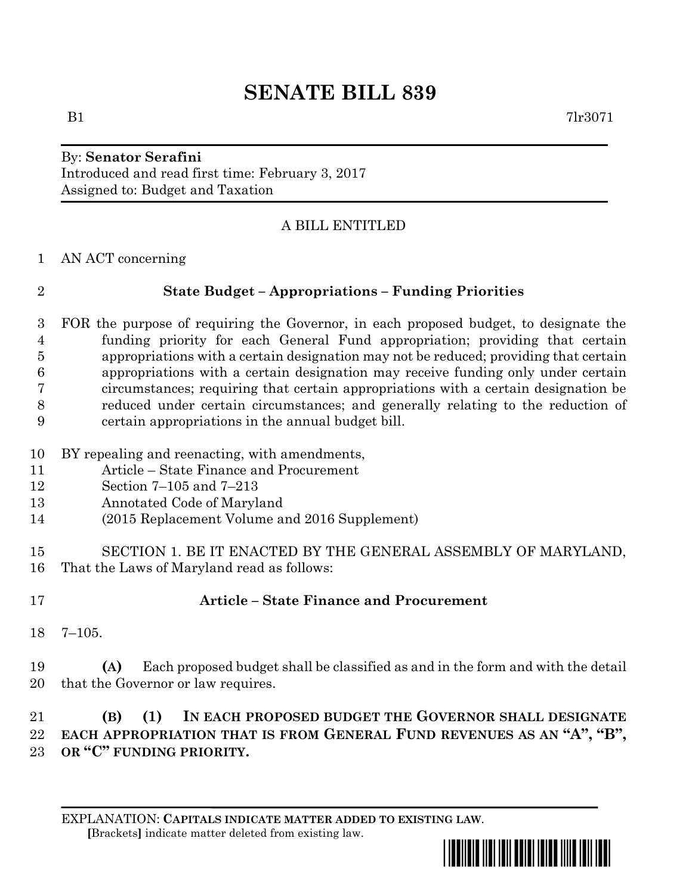# SENATE BILL 839

B1 7lr3071

By: **Senator Serafini**
Introduced and read first time: February 3, 2017
Assigned to: Budget and Taxation

A BILL ENTITLED

1 AN ACT concerning

2 **State Budget – Appropriations – Funding Priorities**

3 FOR the purpose of requiring the Governor, in each proposed budget, to designate the
4 funding priority for each General Fund appropriation; providing that certain
5 appropriations with a certain designation may not be reduced; providing that certain
6 appropriations with a certain designation may receive funding only under certain
7 circumstances; requiring that certain appropriations with a certain designation be
8 reduced under certain circumstances; and generally relating to the reduction of
9 certain appropriations in the annual budget bill.

10 BY repealing and reenacting, with amendments,
11 Article – State Finance and Procurement
12 Section 7–105 and 7–213
13 Annotated Code of Maryland
14 (2015 Replacement Volume and 2016 Supplement)

15 SECTION 1. BE IT ENACTED BY THE GENERAL ASSEMBLY OF MARYLAND,
16 That the Laws of Maryland read as follows:

17 **Article – State Finance and Procurement**

18 7–105.

19 **(A)** Each proposed budget shall be classified as and in the form and with the detail
20 that the Governor or law requires.

21 **(B) (1) IN EACH PROPOSED BUDGET THE GOVERNOR SHALL DESIGNATE**
22 **EACH APPROPRIATION THAT IS FROM GENERAL FUND REVENUES AS AN "A", "B",**
23 **OR "C" FUNDING PRIORITY.**

EXPLANATION: **CAPITALS INDICATE MATTER ADDED TO EXISTING LAW.**
**[**Brackets**]** indicate matter deleted from existing law.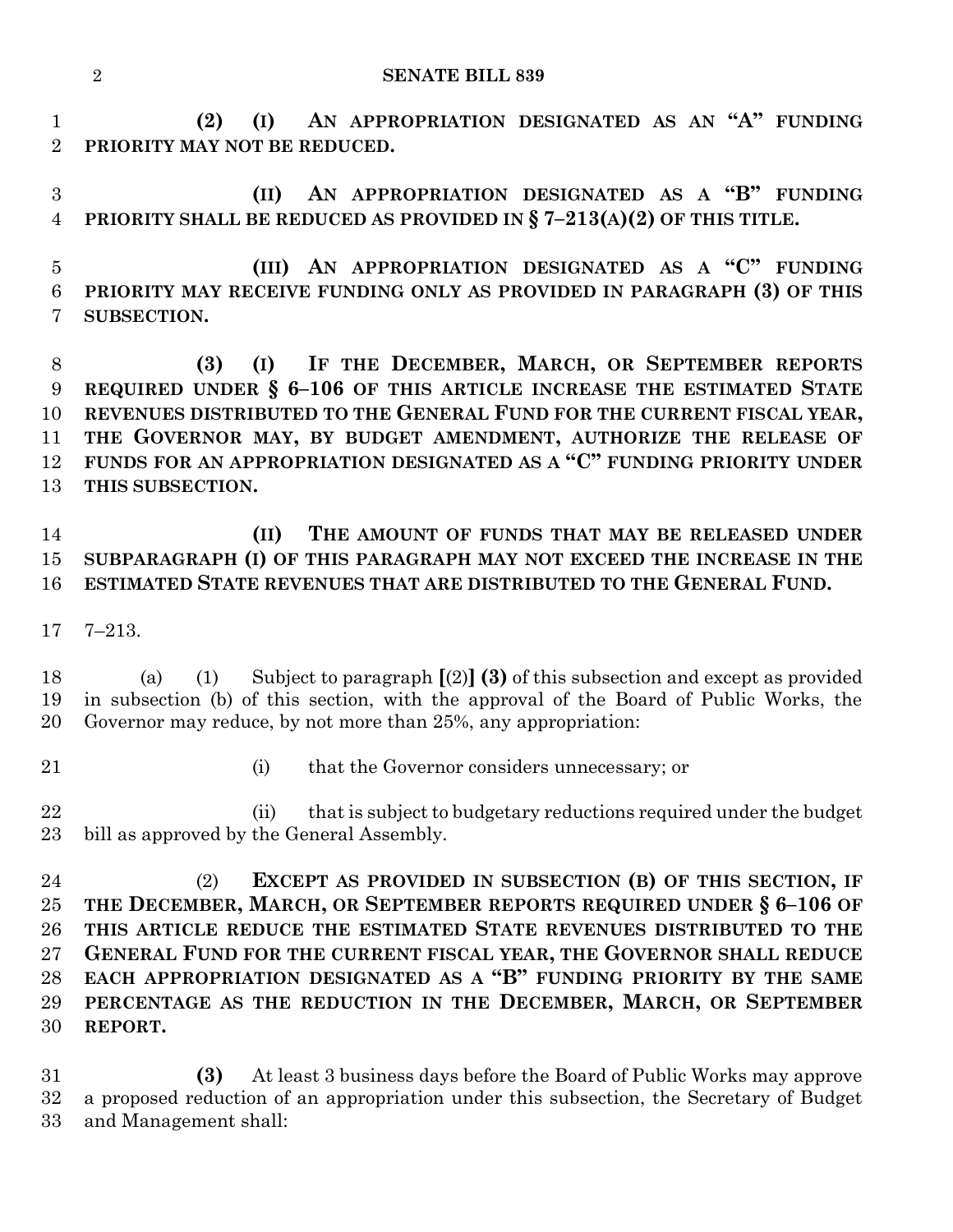**(2) (I) AN APPROPRIATION DESIGNATED AS AN "A" FUNDING PRIORITY MAY NOT BE REDUCED.**

**(II) AN APPROPRIATION DESIGNATED AS A "B" FUNDING PRIORITY SHALL BE REDUCED AS PROVIDED IN § 7–213(A)(2) OF THIS TITLE.**

**(III) AN APPROPRIATION DESIGNATED AS A "C" FUNDING PRIORITY MAY RECEIVE FUNDING ONLY AS PROVIDED IN PARAGRAPH (3) OF THIS SUBSECTION.**

**(3) (I) IF THE DECEMBER, MARCH, OR SEPTEMBER REPORTS REQUIRED UNDER § 6–106 OF THIS ARTICLE INCREASE THE ESTIMATED STATE REVENUES DISTRIBUTED TO THE GENERAL FUND FOR THE CURRENT FISCAL YEAR, THE GOVERNOR MAY, BY BUDGET AMENDMENT, AUTHORIZE THE RELEASE OF FUNDS FOR AN APPROPRIATION DESIGNATED AS A "C" FUNDING PRIORITY UNDER THIS SUBSECTION.**

**(II) THE AMOUNT OF FUNDS THAT MAY BE RELEASED UNDER SUBPARAGRAPH (I) OF THIS PARAGRAPH MAY NOT EXCEED THE INCREASE IN THE ESTIMATED STATE REVENUES THAT ARE DISTRIBUTED TO THE GENERAL FUND.**

7–213.

(a) (1) Subject to paragraph **[**(2)**] (3)** of this subsection and except as provided in subsection (b) of this section, with the approval of the Board of Public Works, the Governor may reduce, by not more than 25%, any appropriation:

(i) that the Governor considers unnecessary; or

(ii) that is subject to budgetary reductions required under the budget bill as approved by the General Assembly.

(2) **EXCEPT AS PROVIDED IN SUBSECTION (B) OF THIS SECTION, IF THE DECEMBER, MARCH, OR SEPTEMBER REPORTS REQUIRED UNDER § 6–106 OF THIS ARTICLE REDUCE THE ESTIMATED STATE REVENUES DISTRIBUTED TO THE GENERAL FUND FOR THE CURRENT FISCAL YEAR, THE GOVERNOR SHALL REDUCE EACH APPROPRIATION DESIGNATED AS A "B" FUNDING PRIORITY BY THE SAME PERCENTAGE AS THE REDUCTION IN THE DECEMBER, MARCH, OR SEPTEMBER REPORT.**

**(3)** At least 3 business days before the Board of Public Works may approve a proposed reduction of an appropriation under this subsection, the Secretary of Budget and Management shall: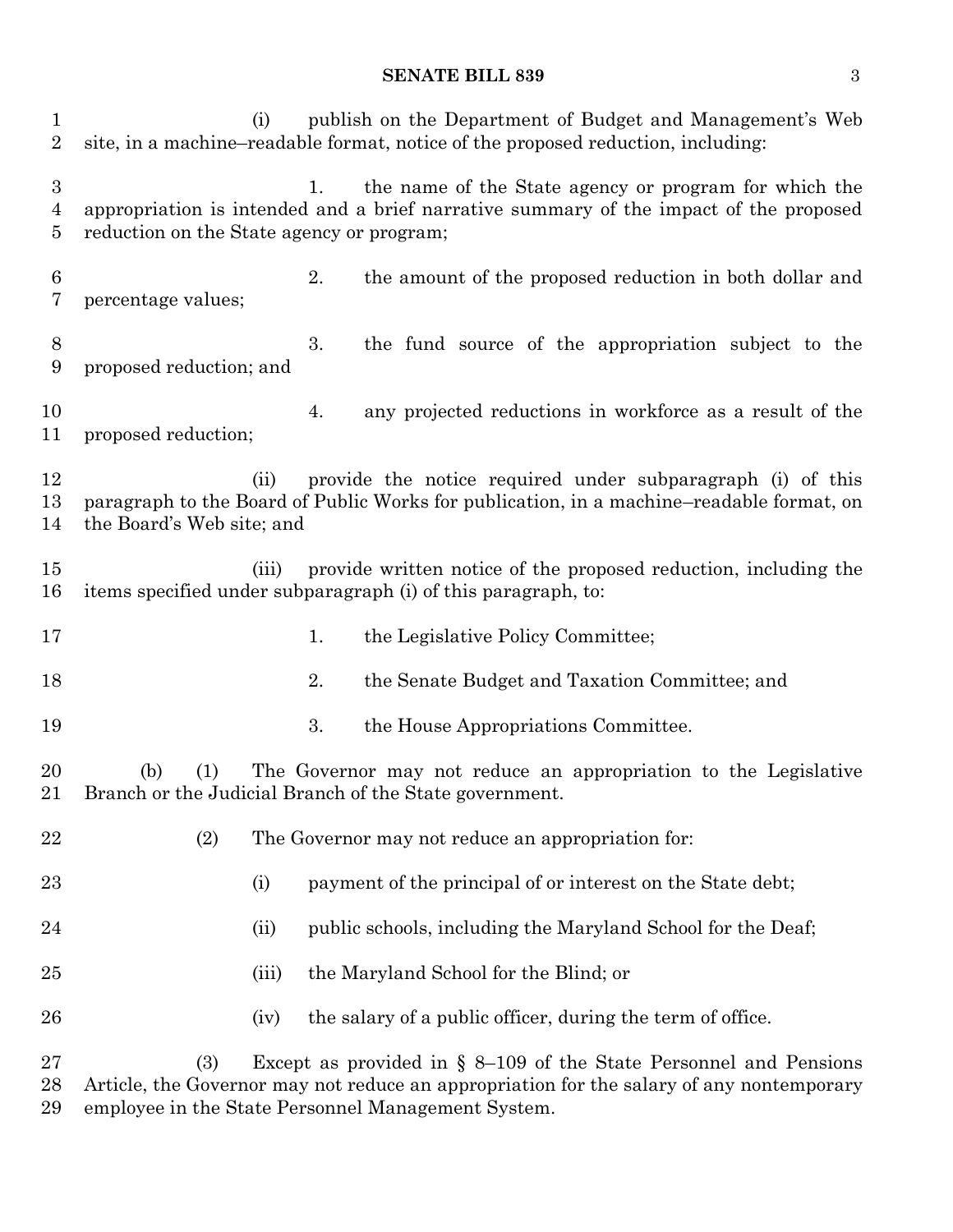(i) publish on the Department of Budget and Management's Web site, in a machine–readable format, notice of the proposed reduction, including:

1. the name of the State agency or program for which the appropriation is intended and a brief narrative summary of the impact of the proposed reduction on the State agency or program;

2. the amount of the proposed reduction in both dollar and percentage values;

3. the fund source of the appropriation subject to the proposed reduction; and

4. any projected reductions in workforce as a result of the proposed reduction;

(ii) provide the notice required under subparagraph (i) of this paragraph to the Board of Public Works for publication, in a machine–readable format, on the Board's Web site; and

(iii) provide written notice of the proposed reduction, including the items specified under subparagraph (i) of this paragraph, to:

1. the Legislative Policy Committee;

2. the Senate Budget and Taxation Committee; and

3. the House Appropriations Committee.

(b) (1) The Governor may not reduce an appropriation to the Legislative Branch or the Judicial Branch of the State government.

(2) The Governor may not reduce an appropriation for:

(i) payment of the principal of or interest on the State debt;

(ii) public schools, including the Maryland School for the Deaf;

(iii) the Maryland School for the Blind; or

(iv) the salary of a public officer, during the term of office.

(3) Except as provided in § 8–109 of the State Personnel and Pensions Article, the Governor may not reduce an appropriation for the salary of any nontemporary employee in the State Personnel Management System.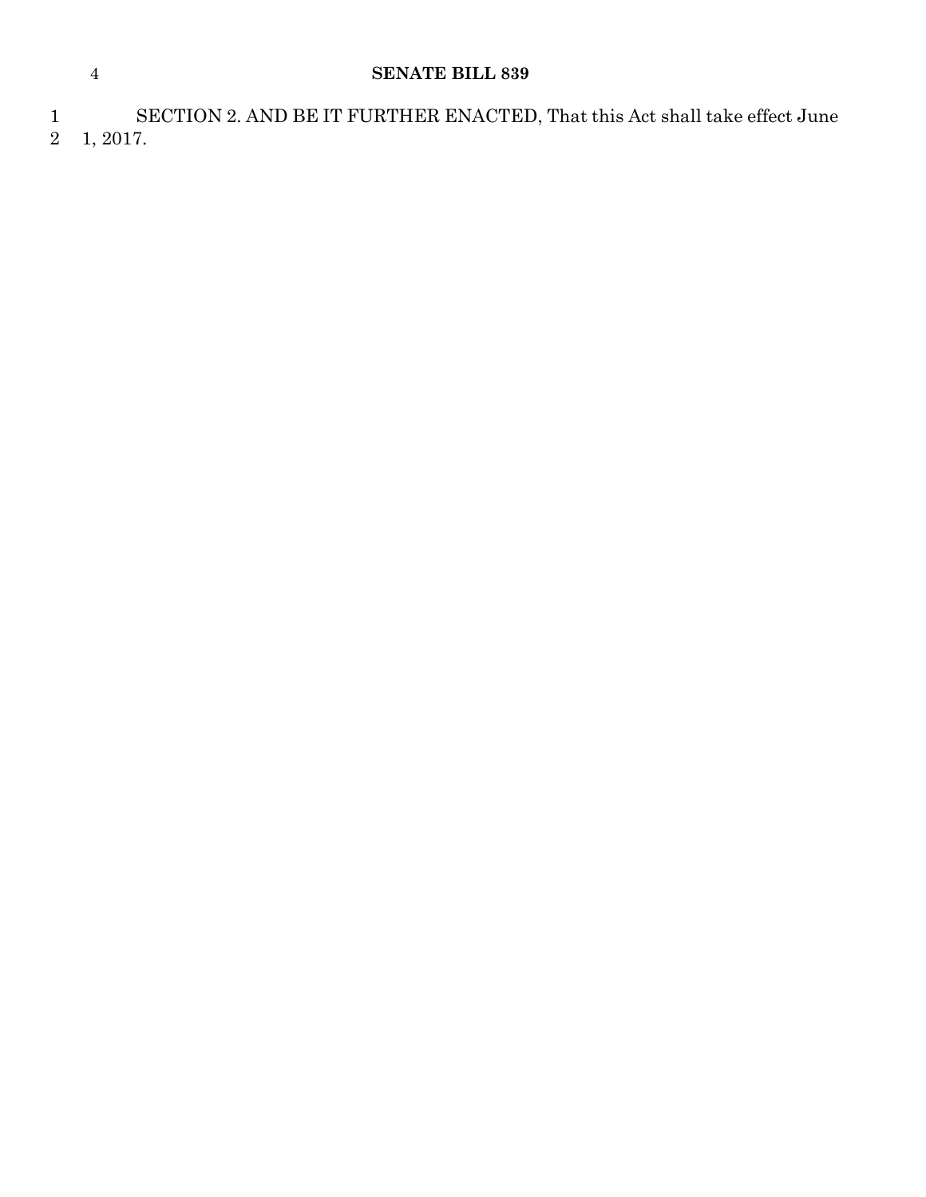SECTION 2. AND BE IT FURTHER ENACTED, That this Act shall take effect June 1, 2017.